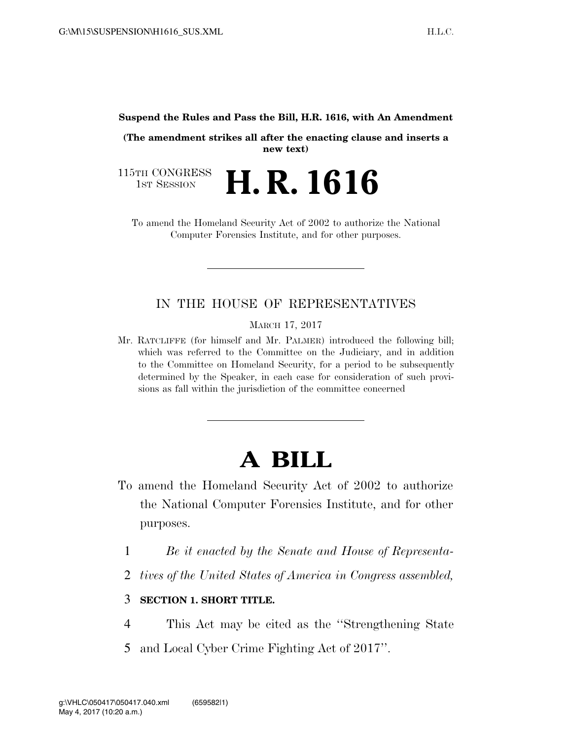**Suspend the Rules and Pass the Bill, H.R. 1616, with An Amendment**

**(The amendment strikes all after the enacting clause and inserts a new text)**

115TH CONGRESS
1ST SESSION

# H. R. 1616

To amend the Homeland Security Act of 2002 to authorize the National Computer Forensics Institute, and for other purposes.

---

## IN THE HOUSE OF REPRESENTATIVES

MARCH 17, 2017

Mr. RATCLIFFE (for himself and Mr. PALMER) introduced the following bill; which was referred to the Committee on the Judiciary, and in addition to the Committee on Homeland Security, for a period to be subsequently determined by the Speaker, in each case for consideration of such provisions as fall within the jurisdiction of the committee concerned

---

# A BILL

To amend the Homeland Security Act of 2002 to authorize the National Computer Forensics Institute, and for other purposes.

1 *Be it enacted by the Senate and House of Representa-*
2 *tives of the United States of America in Congress assembled,*
3 **SECTION 1. SHORT TITLE.**
4 This Act may be cited as the ''Strengthening State
5 and Local Cyber Crime Fighting Act of 2017''.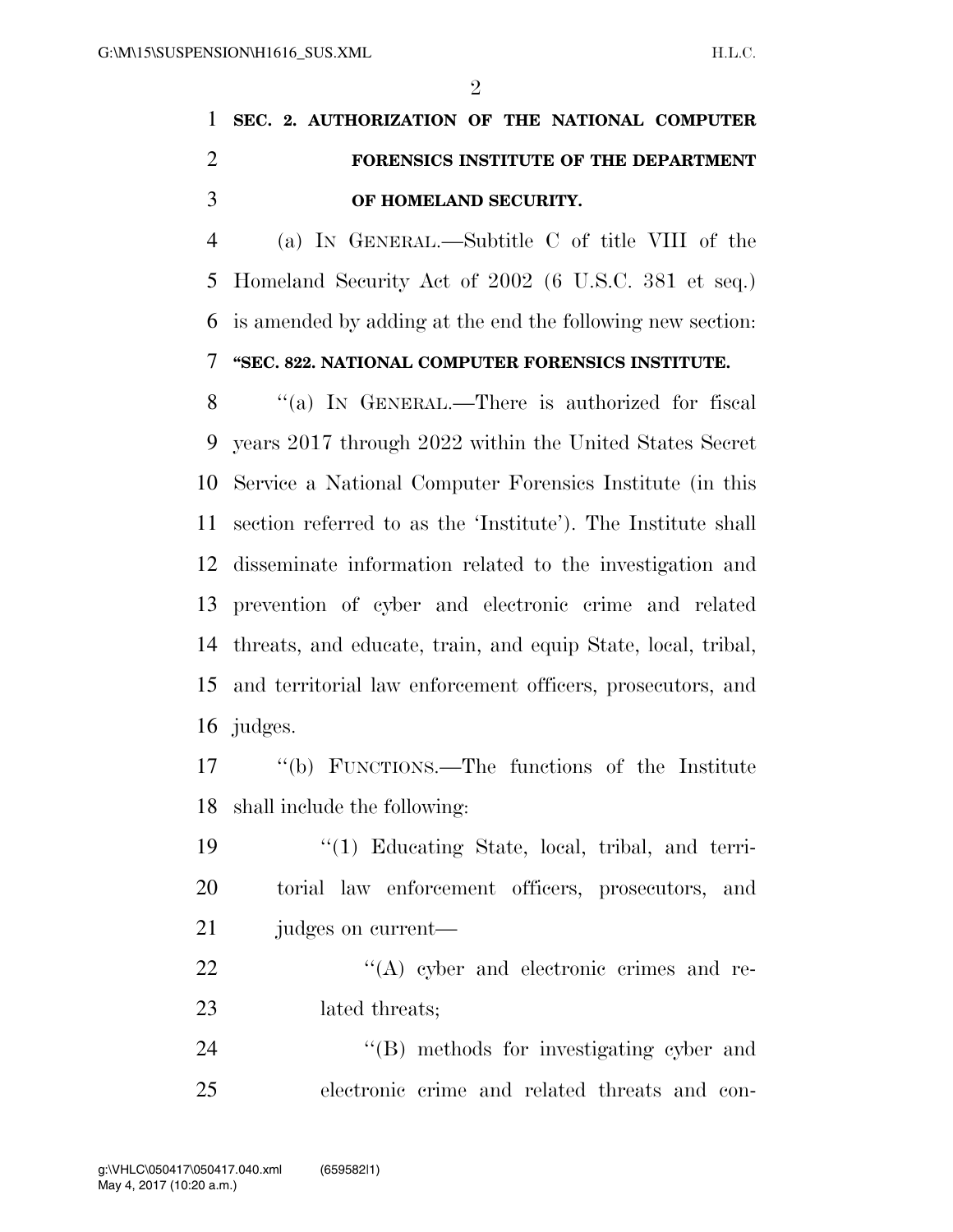**SEC. 2. AUTHORIZATION OF THE NATIONAL COMPUTER FORENSICS INSTITUTE OF THE DEPARTMENT OF HOMELAND SECURITY.**

(a) IN GENERAL.—Subtitle C of title VIII of the Homeland Security Act of 2002 (6 U.S.C. 381 et seq.) is amended by adding at the end the following new section:

**"SEC. 822. NATIONAL COMPUTER FORENSICS INSTITUTE.**

"(a) IN GENERAL.—There is authorized for fiscal years 2017 through 2022 within the United States Secret Service a National Computer Forensics Institute (in this section referred to as the 'Institute'). The Institute shall disseminate information related to the investigation and prevention of cyber and electronic crime and related threats, and educate, train, and equip State, local, tribal, and territorial law enforcement officers, prosecutors, and judges.

"(b) FUNCTIONS.—The functions of the Institute shall include the following:

"(1) Educating State, local, tribal, and territorial law enforcement officers, prosecutors, and judges on current—

"(A) cyber and electronic crimes and related threats;

"(B) methods for investigating cyber and electronic crime and related threats and con-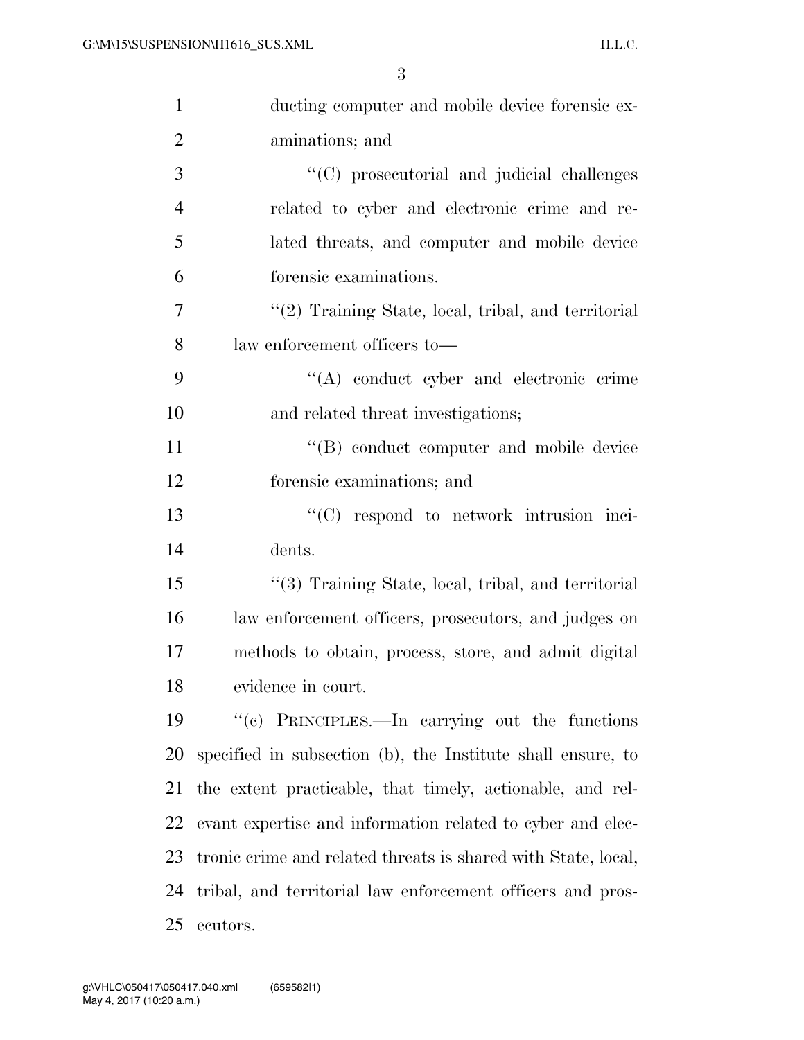ducting computer and mobile device forensic examinations; and

"(C) prosecutorial and judicial challenges related to cyber and electronic crime and related threats, and computer and mobile device forensic examinations.

"(2) Training State, local, tribal, and territorial law enforcement officers to—

"(A) conduct cyber and electronic crime and related threat investigations;

"(B) conduct computer and mobile device forensic examinations; and

"(C) respond to network intrusion incidents.

"(3) Training State, local, tribal, and territorial law enforcement officers, prosecutors, and judges on methods to obtain, process, store, and admit digital evidence in court.

"(c) PRINCIPLES.—In carrying out the functions specified in subsection (b), the Institute shall ensure, to the extent practicable, that timely, actionable, and relevant expertise and information related to cyber and electronic crime and related threats is shared with State, local, tribal, and territorial law enforcement officers and prosecutors.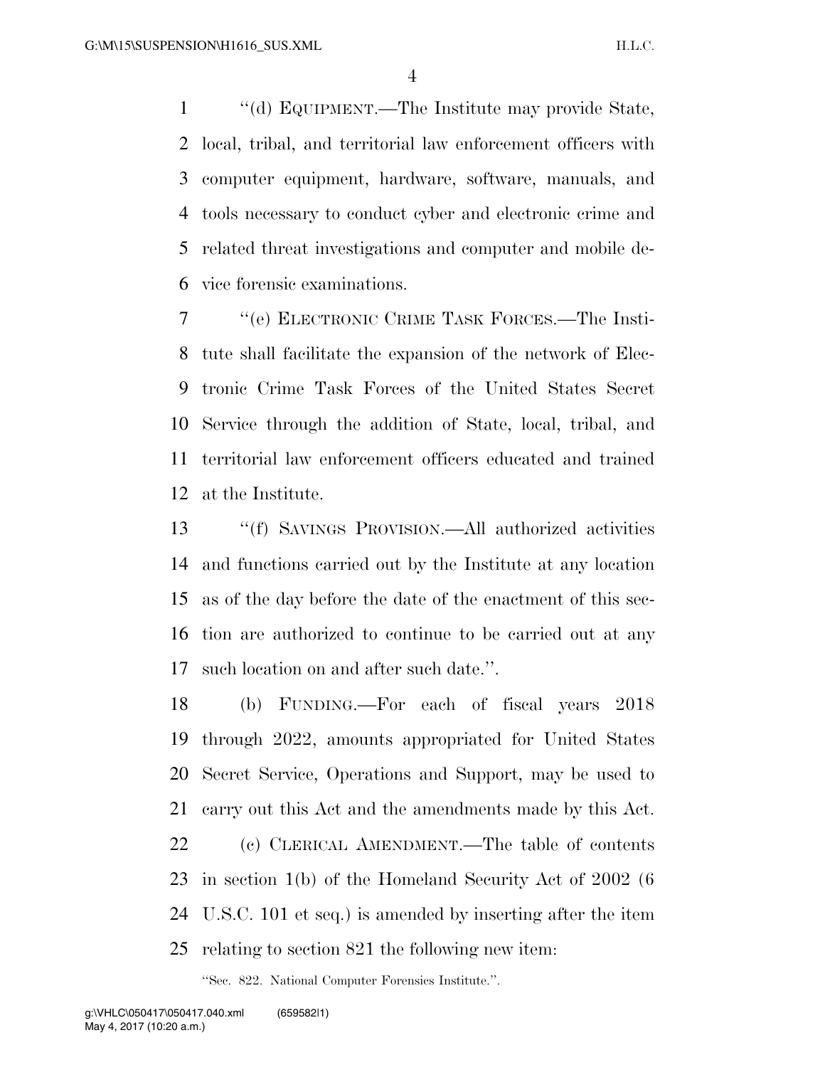"(d) EQUIPMENT.—The Institute may provide State, local, tribal, and territorial law enforcement officers with computer equipment, hardware, software, manuals, and tools necessary to conduct cyber and electronic crime and related threat investigations and computer and mobile device forensic examinations.

"(e) ELECTRONIC CRIME TASK FORCES.—The Institute shall facilitate the expansion of the network of Electronic Crime Task Forces of the United States Secret Service through the addition of State, local, tribal, and territorial law enforcement officers educated and trained at the Institute.

"(f) SAVINGS PROVISION.—All authorized activities and functions carried out by the Institute at any location as of the day before the date of the enactment of this section are authorized to continue to be carried out at any such location on and after such date.".

(b) FUNDING.—For each of fiscal years 2018 through 2022, amounts appropriated for United States Secret Service, Operations and Support, may be used to carry out this Act and the amendments made by this Act.

(c) CLERICAL AMENDMENT.—The table of contents in section 1(b) of the Homeland Security Act of 2002 (6 U.S.C. 101 et seq.) is amended by inserting after the item relating to section 821 the following new item:

"Sec. 822. National Computer Forensics Institute.".